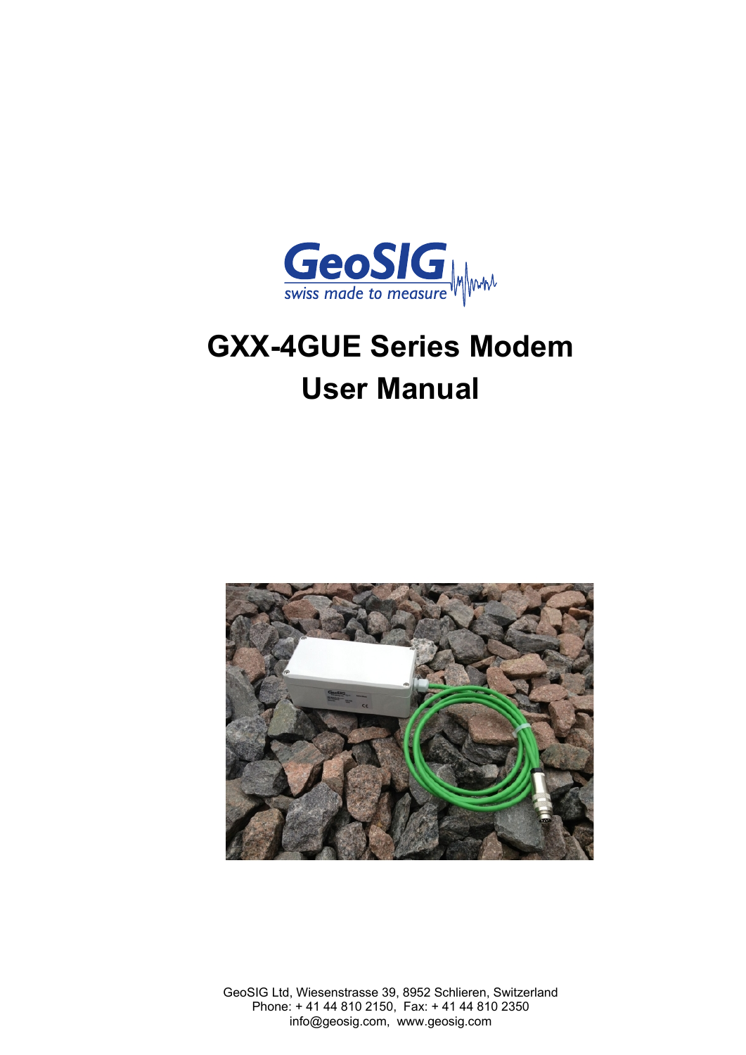GeoSIG

swiss made to measure

# GXX-4GUE Series Modem User Manual

GeoSIG Ltd, Wiesenstrasse 39, 8952 Schlieren, Switzerland
Phone: + 41 44 810 2150, Fax: + 41 44 810 2350
info@geosig.com, www.geosig.com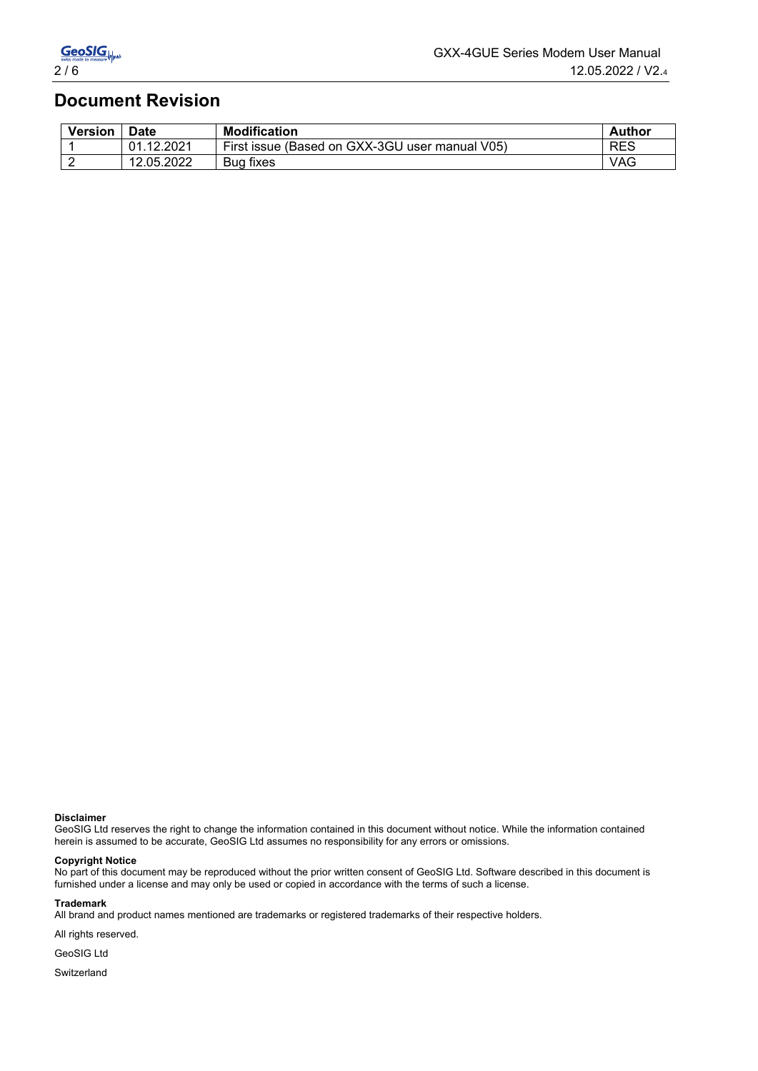# Document Revision

| Version | Date | Modification | Author |
|---|---|---|---|
| 1 | 01.12.2021 | First issue (Based on GXX-3GU user manual V05) | RES |
| 2 | 12.05.2022 | Bug fixes | VAG |

**Disclaimer**
GeoSIG Ltd reserves the right to change the information contained in this document without notice. While the information contained herein is assumed to be accurate, GeoSIG Ltd assumes no responsibility for any errors or omissions.

**Copyright Notice**
No part of this document may be reproduced without the prior written consent of GeoSIG Ltd. Software described in this document is furnished under a license and may only be used or copied in accordance with the terms of such a license.

**Trademark**
All brand and product names mentioned are trademarks or registered trademarks of their respective holders.

All rights reserved.

GeoSIG Ltd

Switzerland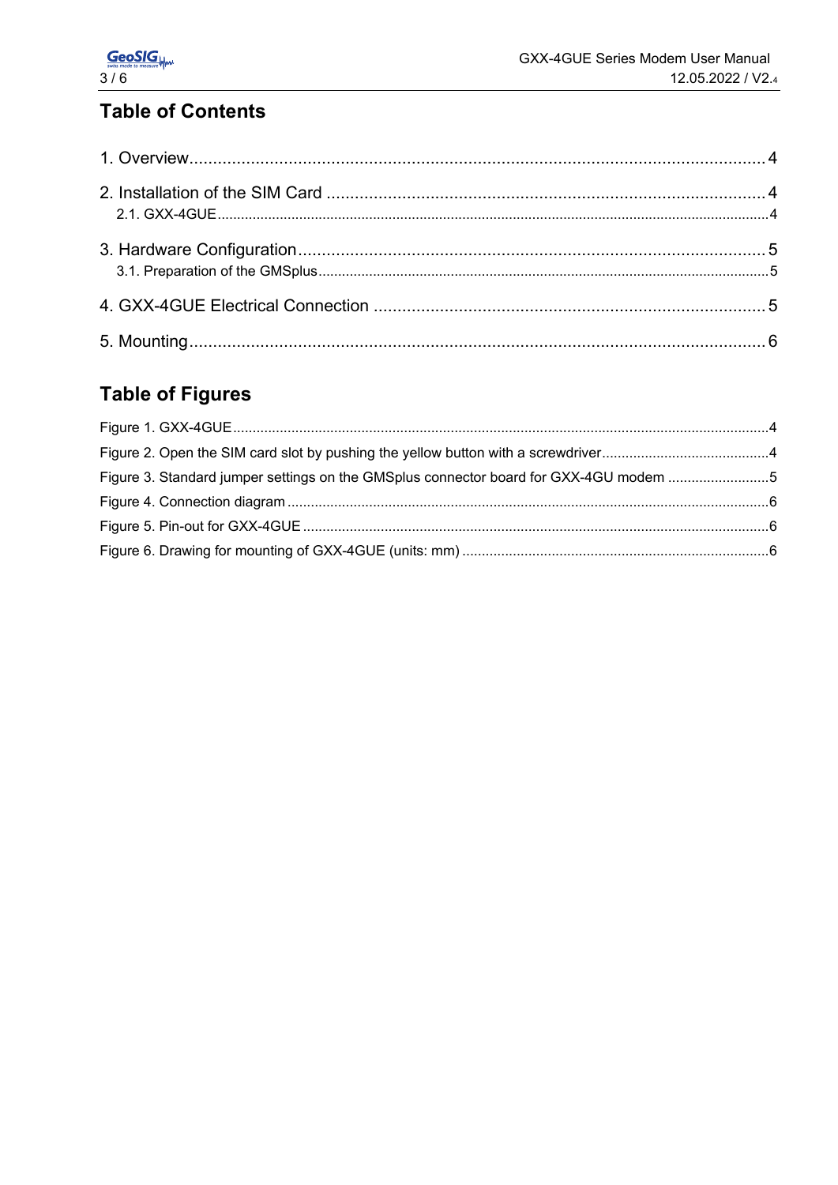# Table of Contents

1. Overview........................................................................................................................... 4

2. Installation of the SIM Card ............................................................................................ 4
   - 2.1. GXX-4GUE.................................................................................................................. 4

3. Hardware Configuration.................................................................................................. 5
   - 3.1. Preparation of the GMSplus........................................................................................ 5

4. GXX-4GUE Electrical Connection .................................................................................. 5

5. Mounting........................................................................................................................... 6

# Table of Figures

Figure 1. GXX-4GUE........................................................................................................................ 4

Figure 2. Open the SIM card slot by pushing the yellow button with a screwdriver........................................... 4

Figure 3. Standard jumper settings on the GMSplus connector board for GXX-4GU modem .......................... 5

Figure 4. Connection diagram ........................................................................................................... 6

Figure 5. Pin-out for GXX-4GUE ...................................................................................................... 6

Figure 6. Drawing for mounting of GXX-4GUE (units: mm) ............................................................. 6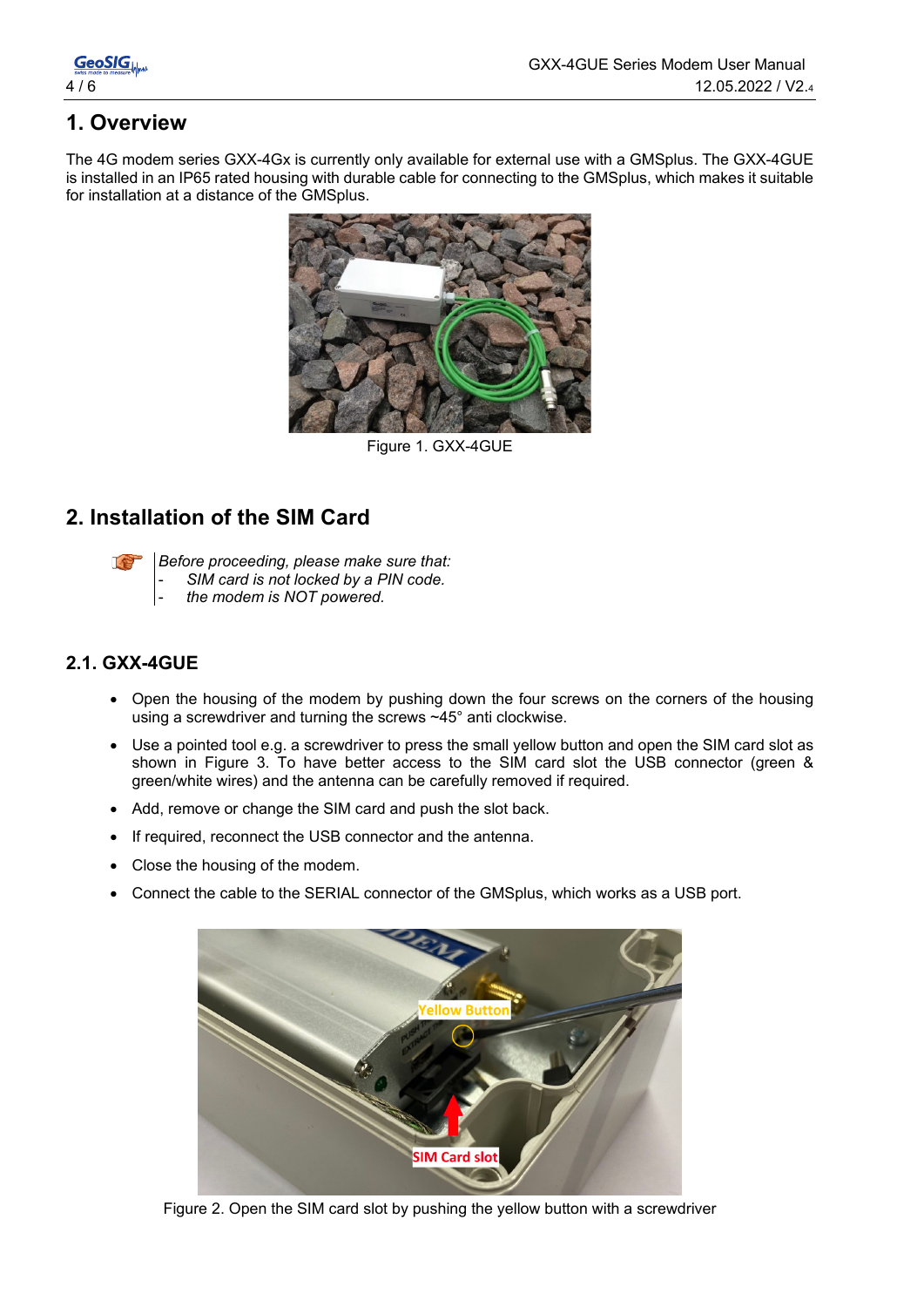# 1. Overview

The 4G modem series GXX-4Gx is currently only available for external use with a GMSplus. The GXX-4GUE is installed in an IP65 rated housing with durable cable for connecting to the GMSplus, which makes it suitable for installation at a distance of the GMSplus.

Figure 1. GXX-4GUE

# 2. Installation of the SIM Card

*Before proceeding, please make sure that:*
- *SIM card is not locked by a PIN code.*
- *the modem is NOT powered.*

## 2.1. GXX-4GUE

- Open the housing of the modem by pushing down the four screws on the corners of the housing using a screwdriver and turning the screws ~45° anti clockwise.
- Use a pointed tool e.g. a screwdriver to press the small yellow button and open the SIM card slot as shown in Figure 3. To have better access to the SIM card slot the USB connector (green & green/white wires) and the antenna can be carefully removed if required.
- Add, remove or change the SIM card and push the slot back.
- If required, reconnect the USB connector and the antenna.
- Close the housing of the modem.
- Connect the cable to the SERIAL connector of the GMSplus, which works as a USB port.

Figure 2. Open the SIM card slot by pushing the yellow button with a screwdriver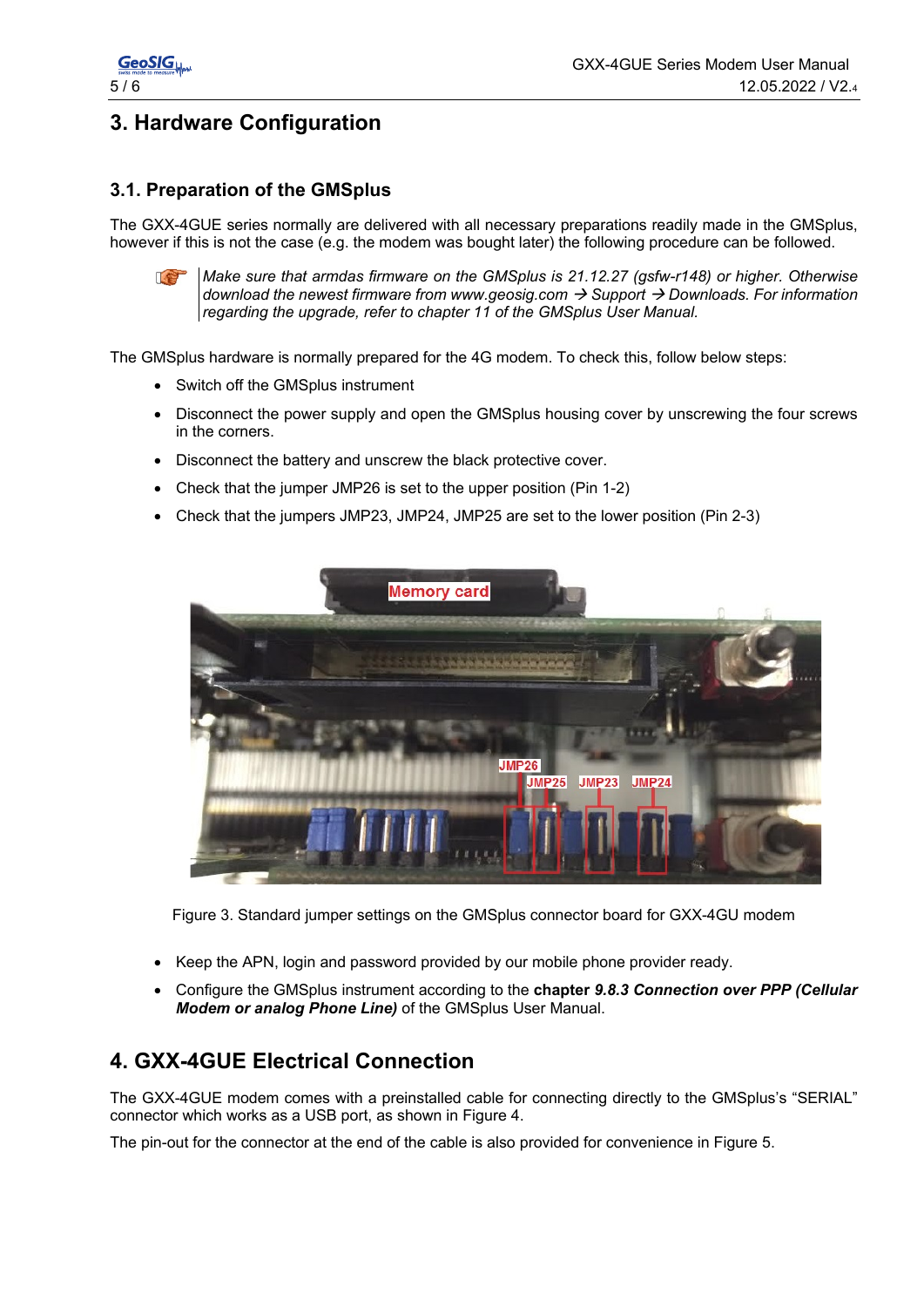# 3. Hardware Configuration

## 3.1. Preparation of the GMSplus

The GXX-4GUE series normally are delivered with all necessary preparations readily made in the GMSplus, however if this is not the case (e.g. the modem was bought later) the following procedure can be followed.

> *Make sure that armdas firmware on the GMSplus is 21.12.27 (gsfw-r148) or higher. Otherwise download the newest firmware from www.geosig.com → Support → Downloads. For information regarding the upgrade, refer to chapter 11 of the GMSplus User Manual.*

The GMSplus hardware is normally prepared for the 4G modem. To check this, follow below steps:

- Switch off the GMSplus instrument
- Disconnect the power supply and open the GMSplus housing cover by unscrewing the four screws in the corners.
- Disconnect the battery and unscrew the black protective cover.
- Check that the jumper JMP26 is set to the upper position (Pin 1-2)
- Check that the jumpers JMP23, JMP24, JMP25 are set to the lower position (Pin 2-3)

Figure 3. Standard jumper settings on the GMSplus connector board for GXX-4GU modem

- Keep the APN, login and password provided by our mobile phone provider ready.
- Configure the GMSplus instrument according to the **chapter *9.8.3 Connection over PPP (Cellular Modem or analog Phone Line)*** of the GMSplus User Manual.

# 4. GXX-4GUE Electrical Connection

The GXX-4GUE modem comes with a preinstalled cable for connecting directly to the GMSplus's "SERIAL" connector which works as a USB port, as shown in Figure 4.

The pin-out for the connector at the end of the cable is also provided for convenience in Figure 5.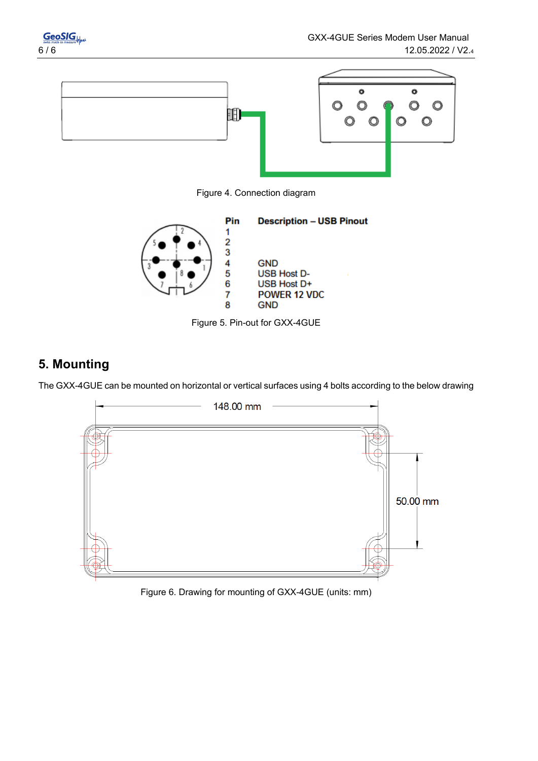Figure 4. Connection diagram

| Pin | Description – USB Pinout |
|---|---|
| 1 | |
| 2 | |
| 3 | |
| 4 | GND |
| 5 | USB Host D- |
| 6 | USB Host D+ |
| 7 | POWER 12 VDC |
| 8 | GND |

Figure 5. Pin-out for GXX-4GUE

## 5. Mounting

The GXX-4GUE can be mounted on horizontal or vertical surfaces using 4 bolts according to the below drawing

148.00 mm

50.00 mm

Figure 6. Drawing for mounting of GXX-4GUE (units: mm)